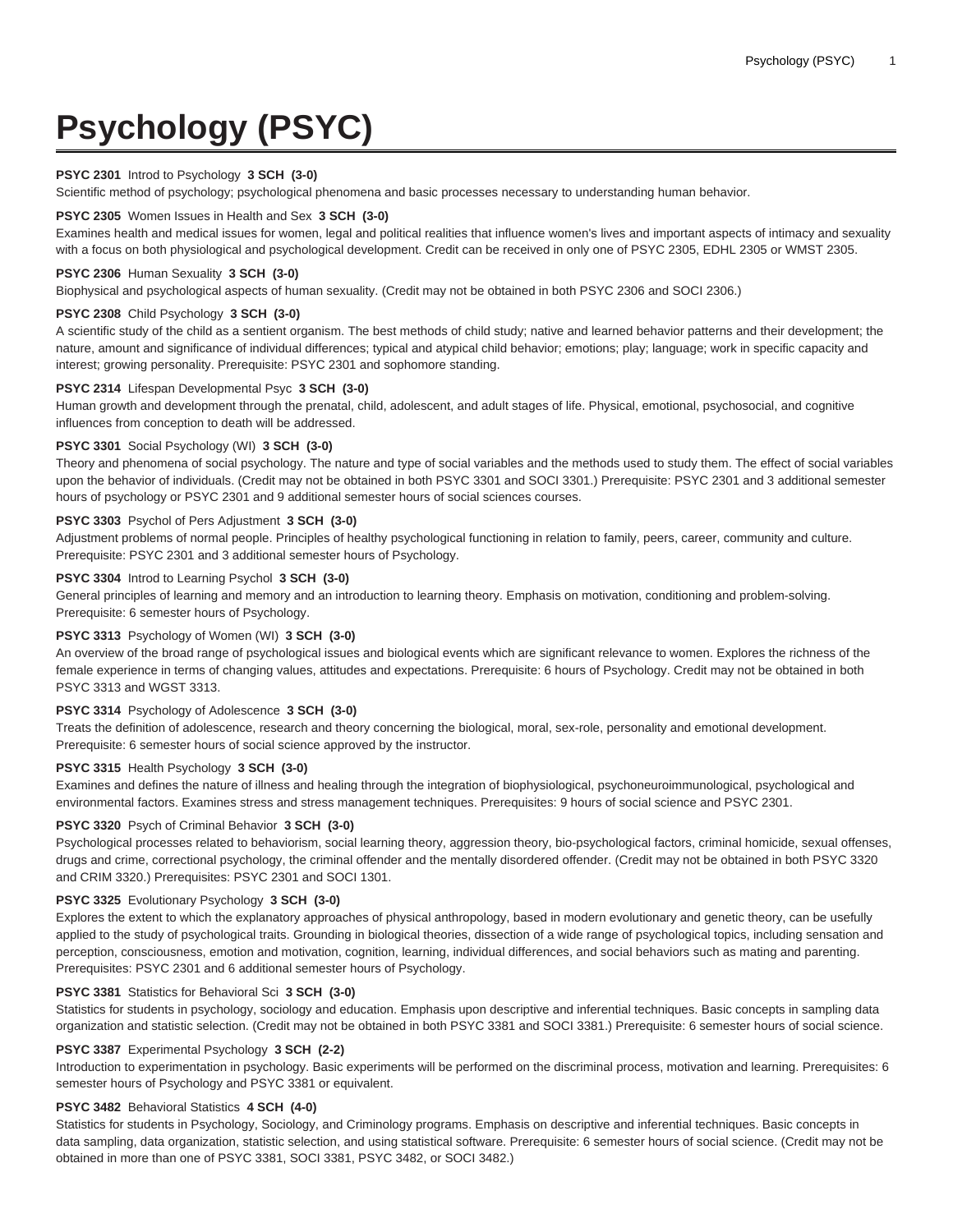# Psychology (PSYC)

**PSYC 2301** Introd to Psychology **3 SCH (3-0)**
Scientific method of psychology; psychological phenomena and basic processes necessary to understanding human behavior.

**PSYC 2305** Women Issues in Health and Sex **3 SCH (3-0)**
Examines health and medical issues for women, legal and political realities that influence women's lives and important aspects of intimacy and sexuality with a focus on both physiological and psychological development. Credit can be received in only one of PSYC 2305, EDHL 2305 or WMST 2305.

**PSYC 2306** Human Sexuality **3 SCH (3-0)**
Biophysical and psychological aspects of human sexuality. (Credit may not be obtained in both PSYC 2306 and SOCI 2306.)

**PSYC 2308** Child Psychology **3 SCH (3-0)**
A scientific study of the child as a sentient organism. The best methods of child study; native and learned behavior patterns and their development; the nature, amount and significance of individual differences; typical and atypical child behavior; emotions; play; language; work in specific capacity and interest; growing personality. Prerequisite: PSYC 2301 and sophomore standing.

**PSYC 2314** Lifespan Developmental Psyc **3 SCH (3-0)**
Human growth and development through the prenatal, child, adolescent, and adult stages of life. Physical, emotional, psychosocial, and cognitive influences from conception to death will be addressed.

**PSYC 3301** Social Psychology (WI) **3 SCH (3-0)**
Theory and phenomena of social psychology. The nature and type of social variables and the methods used to study them. The effect of social variables upon the behavior of individuals. (Credit may not be obtained in both PSYC 3301 and SOCI 3301.) Prerequisite: PSYC 2301 and 3 additional semester hours of psychology or PSYC 2301 and 9 additional semester hours of social sciences courses.

**PSYC 3303** Psychol of Pers Adjustment **3 SCH (3-0)**
Adjustment problems of normal people. Principles of healthy psychological functioning in relation to family, peers, career, community and culture. Prerequisite: PSYC 2301 and 3 additional semester hours of Psychology.

**PSYC 3304** Introd to Learning Psychol **3 SCH (3-0)**
General principles of learning and memory and an introduction to learning theory. Emphasis on motivation, conditioning and problem-solving. Prerequisite: 6 semester hours of Psychology.

**PSYC 3313** Psychology of Women (WI) **3 SCH (3-0)**
An overview of the broad range of psychological issues and biological events which are significant relevance to women. Explores the richness of the female experience in terms of changing values, attitudes and expectations. Prerequisite: 6 hours of Psychology. Credit may not be obtained in both PSYC 3313 and WGST 3313.

**PSYC 3314** Psychology of Adolescence **3 SCH (3-0)**
Treats the definition of adolescence, research and theory concerning the biological, moral, sex-role, personality and emotional development. Prerequisite: 6 semester hours of social science approved by the instructor.

**PSYC 3315** Health Psychology **3 SCH (3-0)**
Examines and defines the nature of illness and healing through the integration of biophysiological, psychoneuroimmunological, psychological and environmental factors. Examines stress and stress management techniques. Prerequisites: 9 hours of social science and PSYC 2301.

**PSYC 3320** Psych of Criminal Behavior **3 SCH (3-0)**
Psychological processes related to behaviorism, social learning theory, aggression theory, bio-psychological factors, criminal homicide, sexual offenses, drugs and crime, correctional psychology, the criminal offender and the mentally disordered offender. (Credit may not be obtained in both PSYC 3320 and CRIM 3320.) Prerequisites: PSYC 2301 and SOCI 1301.

**PSYC 3325** Evolutionary Psychology **3 SCH (3-0)**
Explores the extent to which the explanatory approaches of physical anthropology, based in modern evolutionary and genetic theory, can be usefully applied to the study of psychological traits. Grounding in biological theories, dissection of a wide range of psychological topics, including sensation and perception, consciousness, emotion and motivation, cognition, learning, individual differences, and social behaviors such as mating and parenting. Prerequisites: PSYC 2301 and 6 additional semester hours of Psychology.

**PSYC 3381** Statistics for Behavioral Sci **3 SCH (3-0)**
Statistics for students in psychology, sociology and education. Emphasis upon descriptive and inferential techniques. Basic concepts in sampling data organization and statistic selection. (Credit may not be obtained in both PSYC 3381 and SOCI 3381.) Prerequisite: 6 semester hours of social science.

**PSYC 3387** Experimental Psychology **3 SCH (2-2)**
Introduction to experimentation in psychology. Basic experiments will be performed on the discriminal process, motivation and learning. Prerequisites: 6 semester hours of Psychology and PSYC 3381 or equivalent.

**PSYC 3482** Behavioral Statistics **4 SCH (4-0)**
Statistics for students in Psychology, Sociology, and Criminology programs. Emphasis on descriptive and inferential techniques. Basic concepts in data sampling, data organization, statistic selection, and using statistical software. Prerequisite: 6 semester hours of social science. (Credit may not be obtained in more than one of PSYC 3381, SOCI 3381, PSYC 3482, or SOCI 3482.)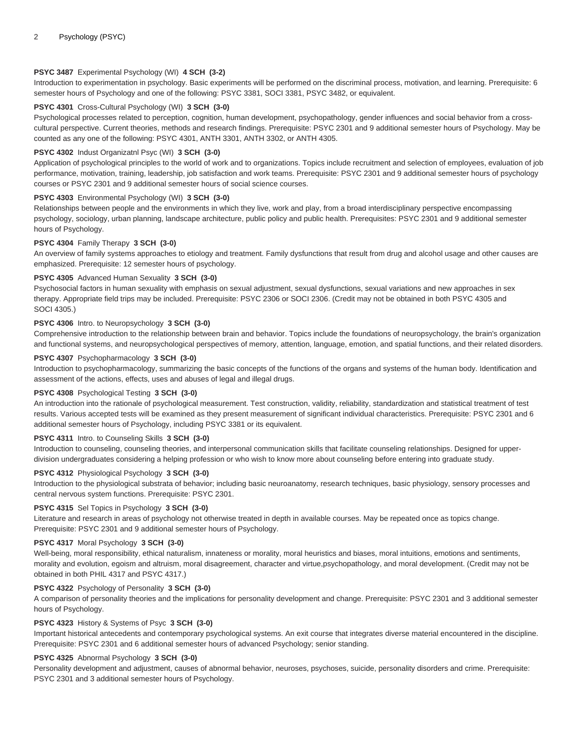**PSYC 3487** Experimental Psychology (WI) **4 SCH (3-2)**
Introduction to experimentation in psychology. Basic experiments will be performed on the discriminal process, motivation, and learning. Prerequisite: 6 semester hours of Psychology and one of the following: PSYC 3381, SOCI 3381, PSYC 3482, or equivalent.

**PSYC 4301** Cross-Cultural Psychology (WI) **3 SCH (3-0)**
Psychological processes related to perception, cognition, human development, psychopathology, gender influences and social behavior from a cross-cultural perspective. Current theories, methods and research findings. Prerequisite: PSYC 2301 and 9 additional semester hours of Psychology. May be counted as any one of the following: PSYC 4301, ANTH 3301, ANTH 3302, or ANTH 4305.

**PSYC 4302** Indust Organizatnl Psyc (WI) **3 SCH (3-0)**
Application of psychological principles to the world of work and to organizations. Topics include recruitment and selection of employees, evaluation of job performance, motivation, training, leadership, job satisfaction and work teams. Prerequisite: PSYC 2301 and 9 additional semester hours of psychology courses or PSYC 2301 and 9 additional semester hours of social science courses.

**PSYC 4303** Environmental Psychology (WI) **3 SCH (3-0)**
Relationships between people and the environments in which they live, work and play, from a broad interdisciplinary perspective encompassing psychology, sociology, urban planning, landscape architecture, public policy and public health. Prerequisites: PSYC 2301 and 9 additional semester hours of Psychology.

**PSYC 4304** Family Therapy **3 SCH (3-0)**
An overview of family systems approaches to etiology and treatment. Family dysfunctions that result from drug and alcohol usage and other causes are emphasized. Prerequisite: 12 semester hours of psychology.

**PSYC 4305** Advanced Human Sexuality **3 SCH (3-0)**
Psychosocial factors in human sexuality with emphasis on sexual adjustment, sexual dysfunctions, sexual variations and new approaches in sex therapy. Appropriate field trips may be included. Prerequisite: PSYC 2306 or SOCI 2306. (Credit may not be obtained in both PSYC 4305 and SOCI 4305.)

**PSYC 4306** Intro. to Neuropsychology **3 SCH (3-0)**
Comprehensive introduction to the relationship between brain and behavior. Topics include the foundations of neuropsychology, the brain's organization and functional systems, and neuropsychological perspectives of memory, attention, language, emotion, and spatial functions, and their related disorders.

**PSYC 4307** Psychopharmacology **3 SCH (3-0)**
Introduction to psychopharmacology, summarizing the basic concepts of the functions of the organs and systems of the human body. Identification and assessment of the actions, effects, uses and abuses of legal and illegal drugs.

**PSYC 4308** Psychological Testing **3 SCH (3-0)**
An introduction into the rationale of psychological measurement. Test construction, validity, reliability, standardization and statistical treatment of test results. Various accepted tests will be examined as they present measurement of significant individual characteristics. Prerequisite: PSYC 2301 and 6 additional semester hours of Psychology, including PSYC 3381 or its equivalent.

**PSYC 4311** Intro. to Counseling Skills **3 SCH (3-0)**
Introduction to counseling, counseling theories, and interpersonal communication skills that facilitate counseling relationships. Designed for upper-division undergraduates considering a helping profession or who wish to know more about counseling before entering into graduate study.

**PSYC 4312** Physiological Psychology **3 SCH (3-0)**
Introduction to the physiological substrata of behavior; including basic neuroanatomy, research techniques, basic physiology, sensory processes and central nervous system functions. Prerequisite: PSYC 2301.

**PSYC 4315** Sel Topics in Psychology **3 SCH (3-0)**
Literature and research in areas of psychology not otherwise treated in depth in available courses. May be repeated once as topics change. Prerequisite: PSYC 2301 and 9 additional semester hours of Psychology.

**PSYC 4317** Moral Psychology **3 SCH (3-0)**
Well-being, moral responsibility, ethical naturalism, innateness or morality, moral heuristics and biases, moral intuitions, emotions and sentiments, morality and evolution, egoism and altruism, moral disagreement, character and virtue,psychopathology, and moral development. (Credit may not be obtained in both PHIL 4317 and PSYC 4317.)

**PSYC 4322** Psychology of Personality **3 SCH (3-0)**
A comparison of personality theories and the implications for personality development and change. Prerequisite: PSYC 2301 and 3 additional semester hours of Psychology.

**PSYC 4323** History & Systems of Psyc **3 SCH (3-0)**
Important historical antecedents and contemporary psychological systems. An exit course that integrates diverse material encountered in the discipline. Prerequisite: PSYC 2301 and 6 additional semester hours of advanced Psychology; senior standing.

**PSYC 4325** Abnormal Psychology **3 SCH (3-0)**
Personality development and adjustment, causes of abnormal behavior, neuroses, psychoses, suicide, personality disorders and crime. Prerequisite: PSYC 2301 and 3 additional semester hours of Psychology.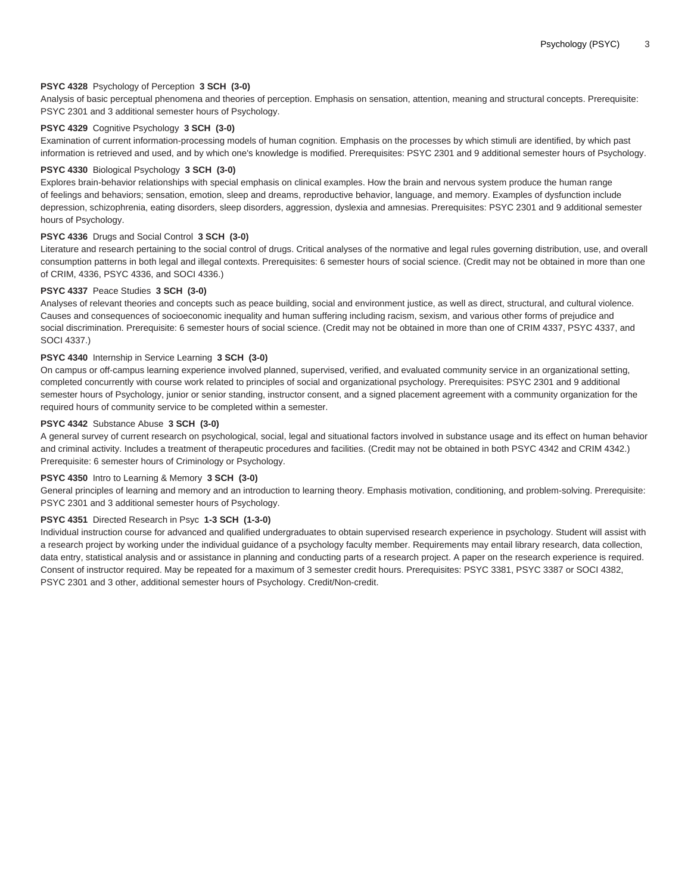**PSYC 4328** Psychology of Perception **3 SCH (3-0)**
Analysis of basic perceptual phenomena and theories of perception. Emphasis on sensation, attention, meaning and structural concepts. Prerequisite: PSYC 2301 and 3 additional semester hours of Psychology.

**PSYC 4329** Cognitive Psychology **3 SCH (3-0)**
Examination of current information-processing models of human cognition. Emphasis on the processes by which stimuli are identified, by which past information is retrieved and used, and by which one's knowledge is modified. Prerequisites: PSYC 2301 and 9 additional semester hours of Psychology.

**PSYC 4330** Biological Psychology **3 SCH (3-0)**
Explores brain-behavior relationships with special emphasis on clinical examples. How the brain and nervous system produce the human range of feelings and behaviors; sensation, emotion, sleep and dreams, reproductive behavior, language, and memory. Examples of dysfunction include depression, schizophrenia, eating disorders, sleep disorders, aggression, dyslexia and amnesias. Prerequisites: PSYC 2301 and 9 additional semester hours of Psychology.

**PSYC 4336** Drugs and Social Control **3 SCH (3-0)**
Literature and research pertaining to the social control of drugs. Critical analyses of the normative and legal rules governing distribution, use, and overall consumption patterns in both legal and illegal contexts. Prerequisites: 6 semester hours of social science. (Credit may not be obtained in more than one of CRIM, 4336, PSYC 4336, and SOCI 4336.)

**PSYC 4337** Peace Studies **3 SCH (3-0)**
Analyses of relevant theories and concepts such as peace building, social and environment justice, as well as direct, structural, and cultural violence. Causes and consequences of socioeconomic inequality and human suffering including racism, sexism, and various other forms of prejudice and social discrimination. Prerequisite: 6 semester hours of social science. (Credit may not be obtained in more than one of CRIM 4337, PSYC 4337, and SOCI 4337.)

**PSYC 4340** Internship in Service Learning **3 SCH (3-0)**
On campus or off-campus learning experience involved planned, supervised, verified, and evaluated community service in an organizational setting, completed concurrently with course work related to principles of social and organizational psychology. Prerequisites: PSYC 2301 and 9 additional semester hours of Psychology, junior or senior standing, instructor consent, and a signed placement agreement with a community organization for the required hours of community service to be completed within a semester.

**PSYC 4342** Substance Abuse **3 SCH (3-0)**
A general survey of current research on psychological, social, legal and situational factors involved in substance usage and its effect on human behavior and criminal activity. Includes a treatment of therapeutic procedures and facilities. (Credit may not be obtained in both PSYC 4342 and CRIM 4342.) Prerequisite: 6 semester hours of Criminology or Psychology.

**PSYC 4350** Intro to Learning & Memory **3 SCH (3-0)**
General principles of learning and memory and an introduction to learning theory. Emphasis motivation, conditioning, and problem-solving. Prerequisite: PSYC 2301 and 3 additional semester hours of Psychology.

**PSYC 4351** Directed Research in Psyc **1-3 SCH (1-3-0)**
Individual instruction course for advanced and qualified undergraduates to obtain supervised research experience in psychology. Student will assist with a research project by working under the individual guidance of a psychology faculty member. Requirements may entail library research, data collection, data entry, statistical analysis and or assistance in planning and conducting parts of a research project. A paper on the research experience is required. Consent of instructor required. May be repeated for a maximum of 3 semester credit hours. Prerequisites: PSYC 3381, PSYC 3387 or SOCI 4382, PSYC 2301 and 3 other, additional semester hours of Psychology. Credit/Non-credit.